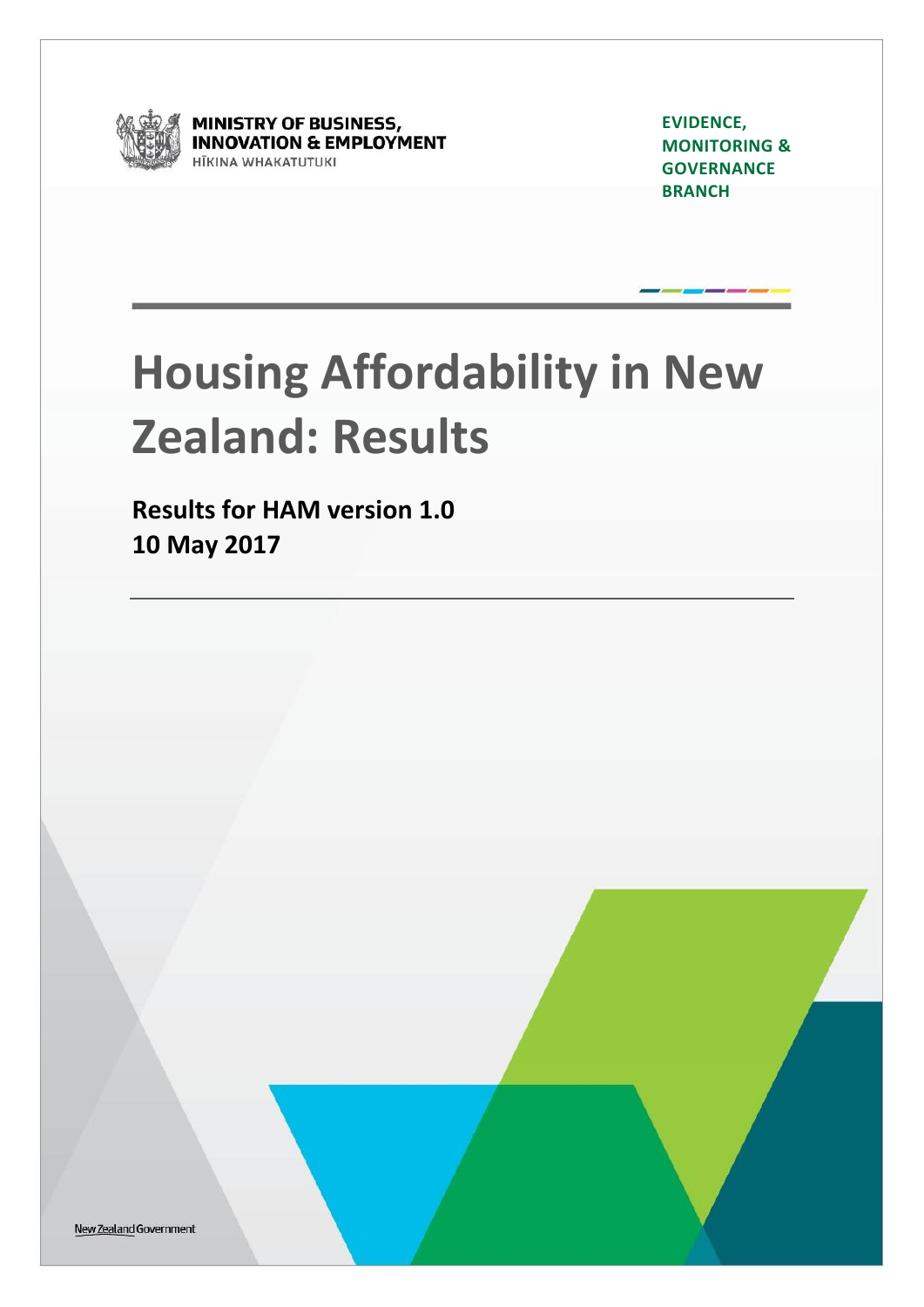MINISTRY OF BUSINESS, INNOVATION & EMPLOYMENT
HĪKINA WHAKATUTUKI

EVIDENCE, MONITORING & GOVERNANCE BRANCH

# Housing Affordability in New Zealand: Results

**Results for HAM version 1.0**
**10 May 2017**

New Zealand Government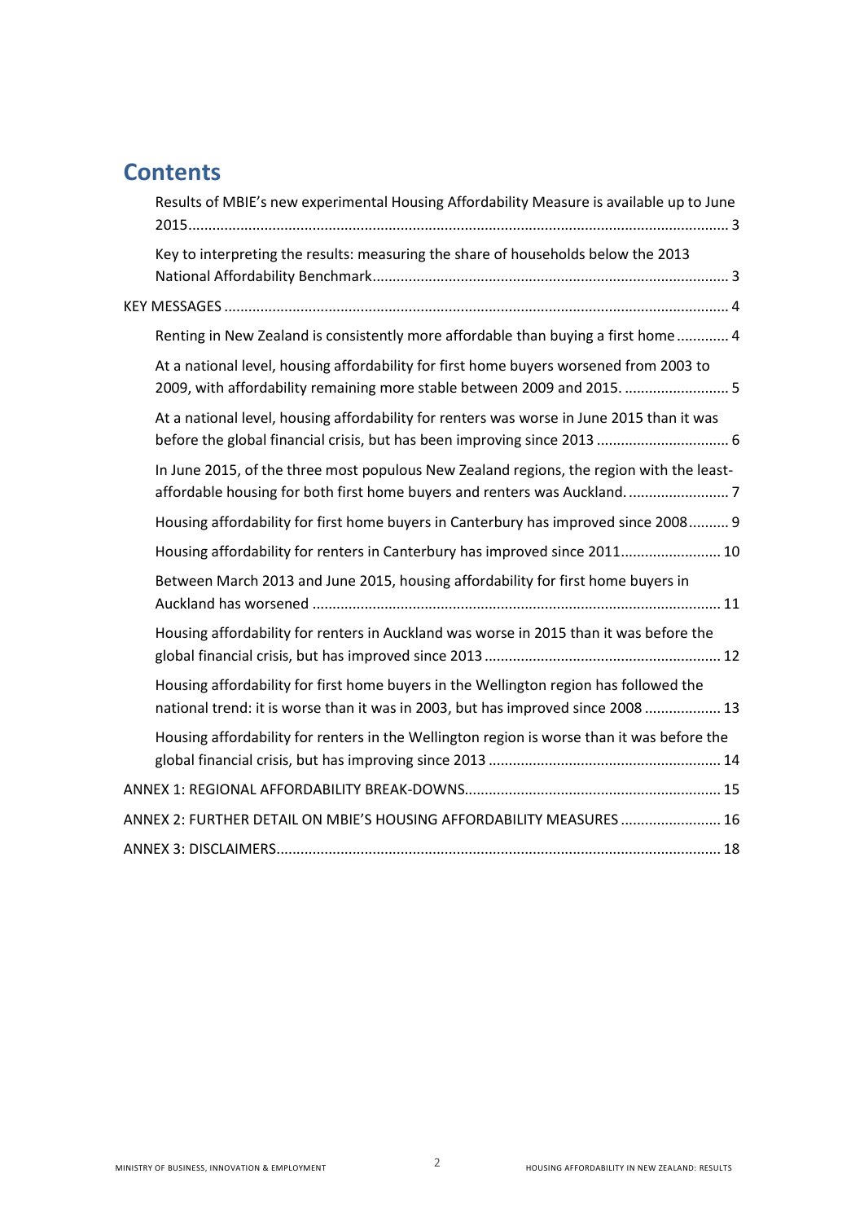# Contents

- Results of MBIE's new experimental Housing Affordability Measure is available up to June 2015 ... 3
- Key to interpreting the results: measuring the share of households below the 2013 National Affordability Benchmark ... 3

KEY MESSAGES ... 4

- Renting in New Zealand is consistently more affordable than buying a first home ... 4
- At a national level, housing affordability for first home buyers worsened from 2003 to 2009, with affordability remaining more stable between 2009 and 2015. ... 5
- At a national level, housing affordability for renters was worse in June 2015 than it was before the global financial crisis, but has been improving since 2013 ... 6
- In June 2015, of the three most populous New Zealand regions, the region with the least-affordable housing for both first home buyers and renters was Auckland. ... 7
- Housing affordability for first home buyers in Canterbury has improved since 2008 ... 9
- Housing affordability for renters in Canterbury has improved since 2011 ... 10
- Between March 2013 and June 2015, housing affordability for first home buyers in Auckland has worsened ... 11
- Housing affordability for renters in Auckland was worse in 2015 than it was before the global financial crisis, but has improved since 2013 ... 12
- Housing affordability for first home buyers in the Wellington region has followed the national trend: it is worse than it was in 2003, but has improved since 2008 ... 13
- Housing affordability for renters in the Wellington region is worse than it was before the global financial crisis, but has improving since 2013 ... 14

ANNEX 1: REGIONAL AFFORDABILITY BREAK-DOWNS ... 15

ANNEX 2: FURTHER DETAIL ON MBIE'S HOUSING AFFORDABILITY MEASURES ... 16

ANNEX 3: DISCLAIMERS ... 18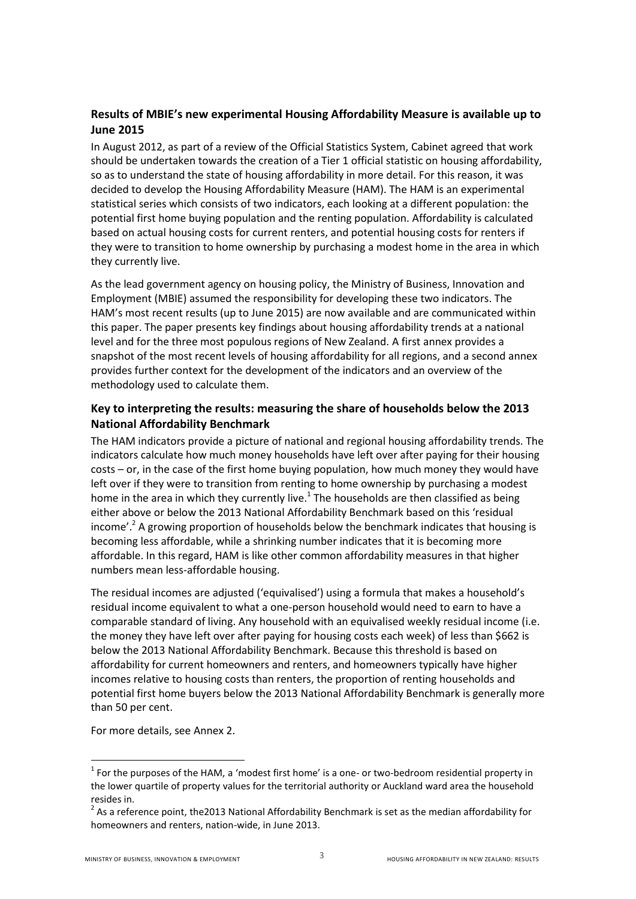## Results of MBIE's new experimental Housing Affordability Measure is available up to June 2015

In August 2012, as part of a review of the Official Statistics System, Cabinet agreed that work should be undertaken towards the creation of a Tier 1 official statistic on housing affordability, so as to understand the state of housing affordability in more detail. For this reason, it was decided to develop the Housing Affordability Measure (HAM). The HAM is an experimental statistical series which consists of two indicators, each looking at a different population: the potential first home buying population and the renting population. Affordability is calculated based on actual housing costs for current renters, and potential housing costs for renters if they were to transition to home ownership by purchasing a modest home in the area in which they currently live.

As the lead government agency on housing policy, the Ministry of Business, Innovation and Employment (MBIE) assumed the responsibility for developing these two indicators. The HAM's most recent results (up to June 2015) are now available and are communicated within this paper. The paper presents key findings about housing affordability trends at a national level and for the three most populous regions of New Zealand. A first annex provides a snapshot of the most recent levels of housing affordability for all regions, and a second annex provides further context for the development of the indicators and an overview of the methodology used to calculate them.

## Key to interpreting the results: measuring the share of households below the 2013 National Affordability Benchmark

The HAM indicators provide a picture of national and regional housing affordability trends. The indicators calculate how much money households have left over after paying for their housing costs – or, in the case of the first home buying population, how much money they would have left over if they were to transition from renting to home ownership by purchasing a modest home in the area in which they currently live.[1] The households are then classified as being either above or below the 2013 National Affordability Benchmark based on this 'residual income'.[2] A growing proportion of households below the benchmark indicates that housing is becoming less affordable, while a shrinking number indicates that it is becoming more affordable. In this regard, HAM is like other common affordability measures in that higher numbers mean less-affordable housing.

The residual incomes are adjusted ('equivalised') using a formula that makes a household's residual income equivalent to what a one-person household would need to earn to have a comparable standard of living. Any household with an equivalised weekly residual income (i.e. the money they have left over after paying for housing costs each week) of less than $662 is below the 2013 National Affordability Benchmark. Because this threshold is based on affordability for current homeowners and renters, and homeowners typically have higher incomes relative to housing costs than renters, the proportion of renting households and potential first home buyers below the 2013 National Affordability Benchmark is generally more than 50 per cent.

For more details, see Annex 2.

---

[1] For the purposes of the HAM, a 'modest first home' is a one- or two-bedroom residential property in the lower quartile of property values for the territorial authority or Auckland ward area the household resides in.

[2] As a reference point, the2013 National Affordability Benchmark is set as the median affordability for homeowners and renters, nation-wide, in June 2013.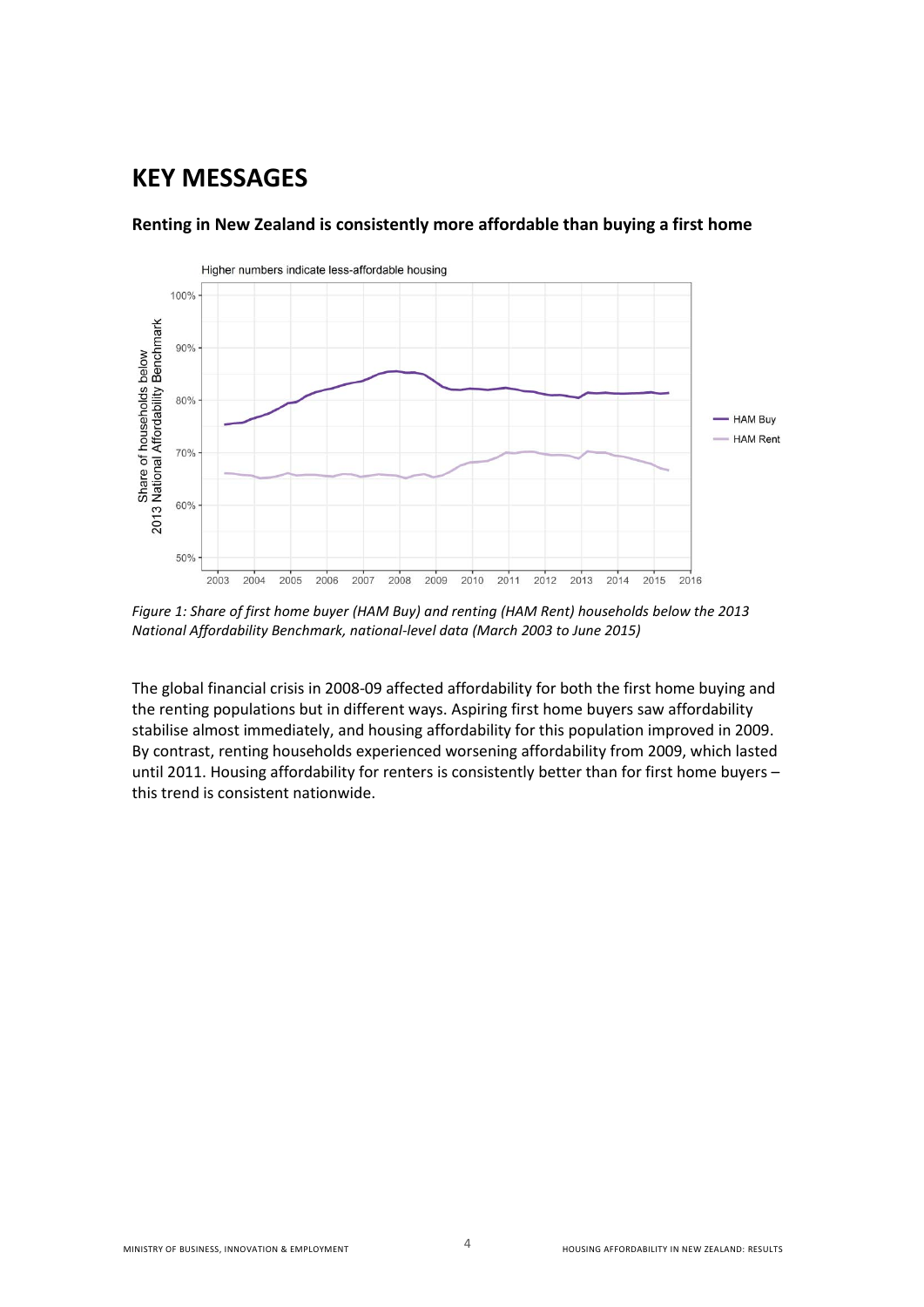# KEY MESSAGES

**Renting in New Zealand is consistently more affordable than buying a first home**

*Figure 1: Share of first home buyer (HAM Buy) and renting (HAM Rent) households below the 2013 National Affordability Benchmark, national-level data (March 2003 to June 2015)*

The global financial crisis in 2008-09 affected affordability for both the first home buying and the renting populations but in different ways. Aspiring first home buyers saw affordability stabilise almost immediately, and housing affordability for this population improved in 2009. By contrast, renting households experienced worsening affordability from 2009, which lasted until 2011. Housing affordability for renters is consistently better than for first home buyers – this trend is consistent nationwide.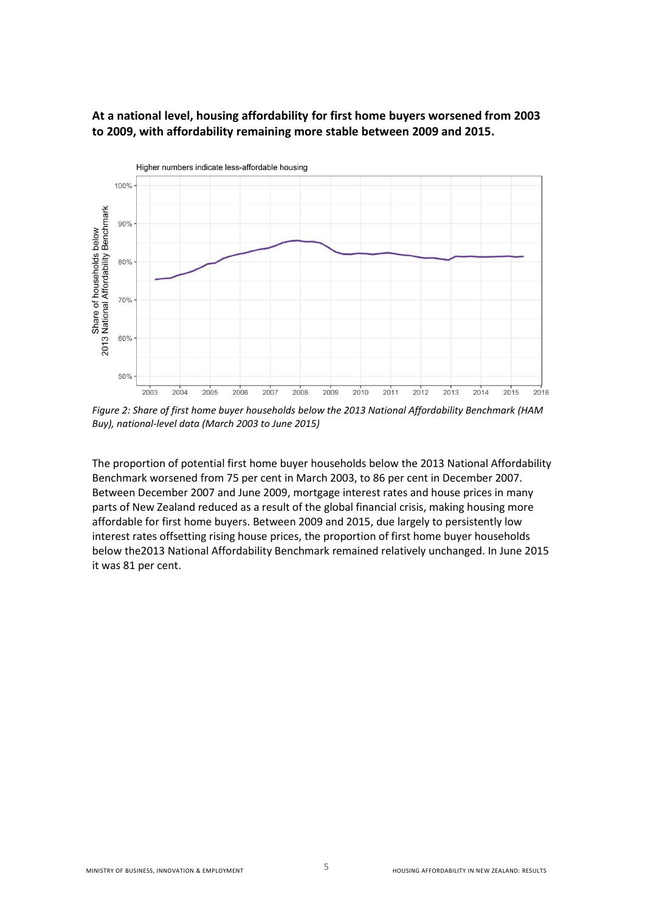**At a national level, housing affordability for first home buyers worsened from 2003 to 2009, with affordability remaining more stable between 2009 and 2015.**

*Figure 2: Share of first home buyer households below the 2013 National Affordability Benchmark (HAM Buy), national-level data (March 2003 to June 2015)*

The proportion of potential first home buyer households below the 2013 National Affordability Benchmark worsened from 75 per cent in March 2003, to 86 per cent in December 2007. Between December 2007 and June 2009, mortgage interest rates and house prices in many parts of New Zealand reduced as a result of the global financial crisis, making housing more affordable for first home buyers. Between 2009 and 2015, due largely to persistently low interest rates offsetting rising house prices, the proportion of first home buyer households below the2013 National Affordability Benchmark remained relatively unchanged. In June 2015 it was 81 per cent.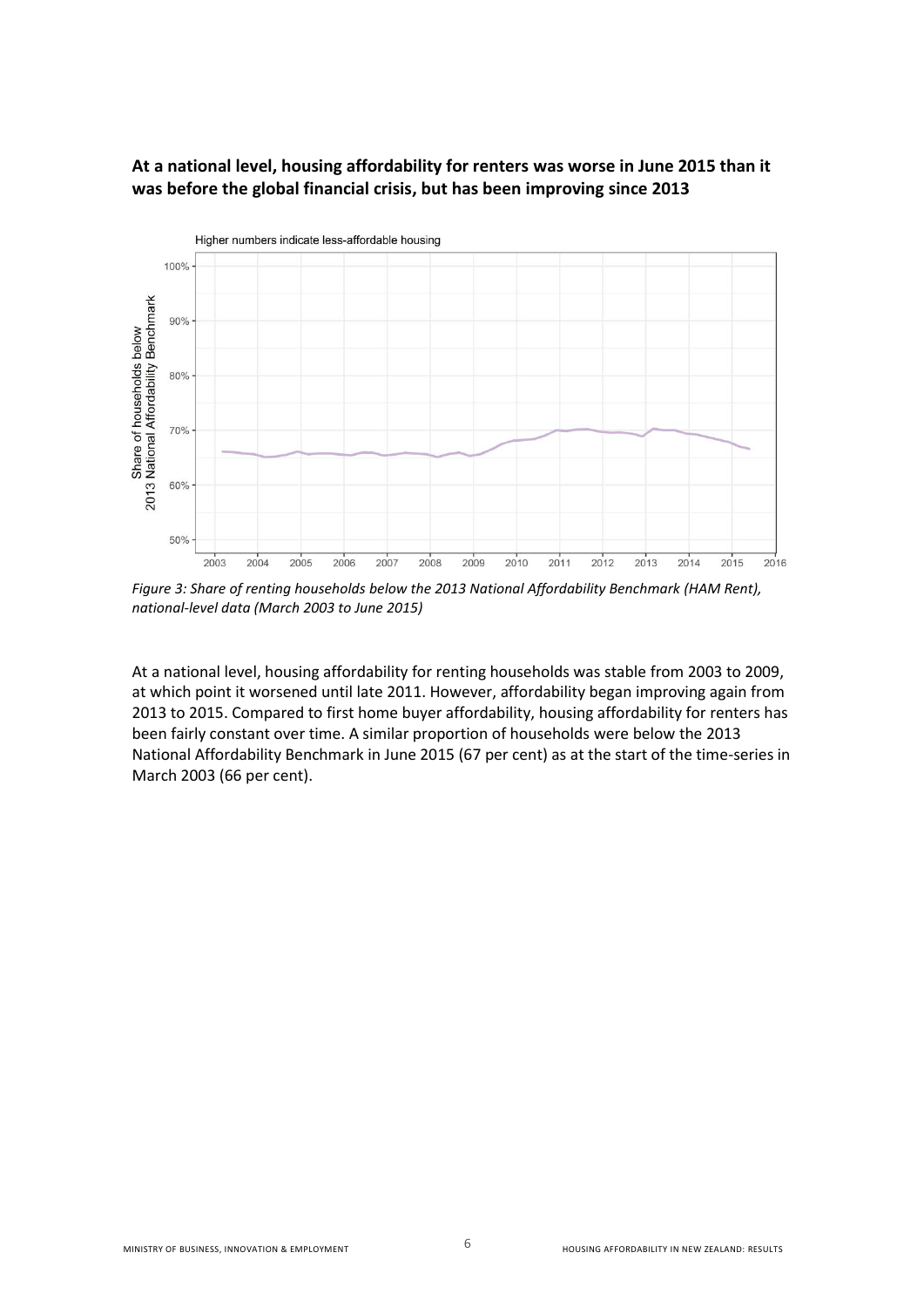**At a national level, housing affordability for renters was worse in June 2015 than it was before the global financial crisis, but has been improving since 2013**

*Figure 3: Share of renting households below the 2013 National Affordability Benchmark (HAM Rent), national-level data (March 2003 to June 2015)*

At a national level, housing affordability for renting households was stable from 2003 to 2009, at which point it worsened until late 2011. However, affordability began improving again from 2013 to 2015. Compared to first home buyer affordability, housing affordability for renters has been fairly constant over time. A similar proportion of households were below the 2013 National Affordability Benchmark in June 2015 (67 per cent) as at the start of the time-series in March 2003 (66 per cent).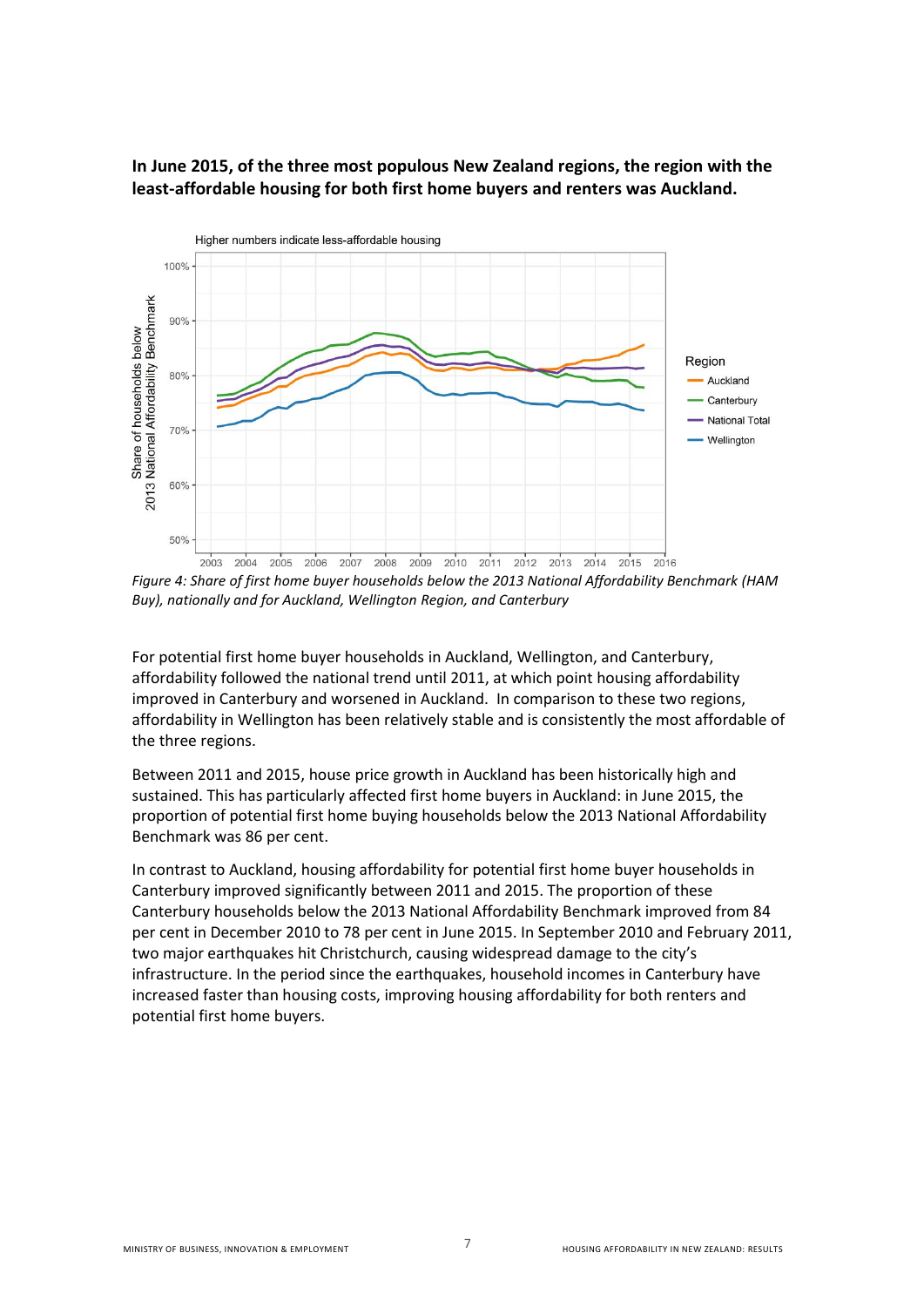**In June 2015, of the three most populous New Zealand regions, the region with the least-affordable housing for both first home buyers and renters was Auckland.**

*Figure 4: Share of first home buyer households below the 2013 National Affordability Benchmark (HAM Buy), nationally and for Auckland, Wellington Region, and Canterbury*

For potential first home buyer households in Auckland, Wellington, and Canterbury, affordability followed the national trend until 2011, at which point housing affordability improved in Canterbury and worsened in Auckland. In comparison to these two regions, affordability in Wellington has been relatively stable and is consistently the most affordable of the three regions.

Between 2011 and 2015, house price growth in Auckland has been historically high and sustained. This has particularly affected first home buyers in Auckland: in June 2015, the proportion of potential first home buying households below the 2013 National Affordability Benchmark was 86 per cent.

In contrast to Auckland, housing affordability for potential first home buyer households in Canterbury improved significantly between 2011 and 2015. The proportion of these Canterbury households below the 2013 National Affordability Benchmark improved from 84 per cent in December 2010 to 78 per cent in June 2015. In September 2010 and February 2011, two major earthquakes hit Christchurch, causing widespread damage to the city's infrastructure. In the period since the earthquakes, household incomes in Canterbury have increased faster than housing costs, improving housing affordability for both renters and potential first home buyers.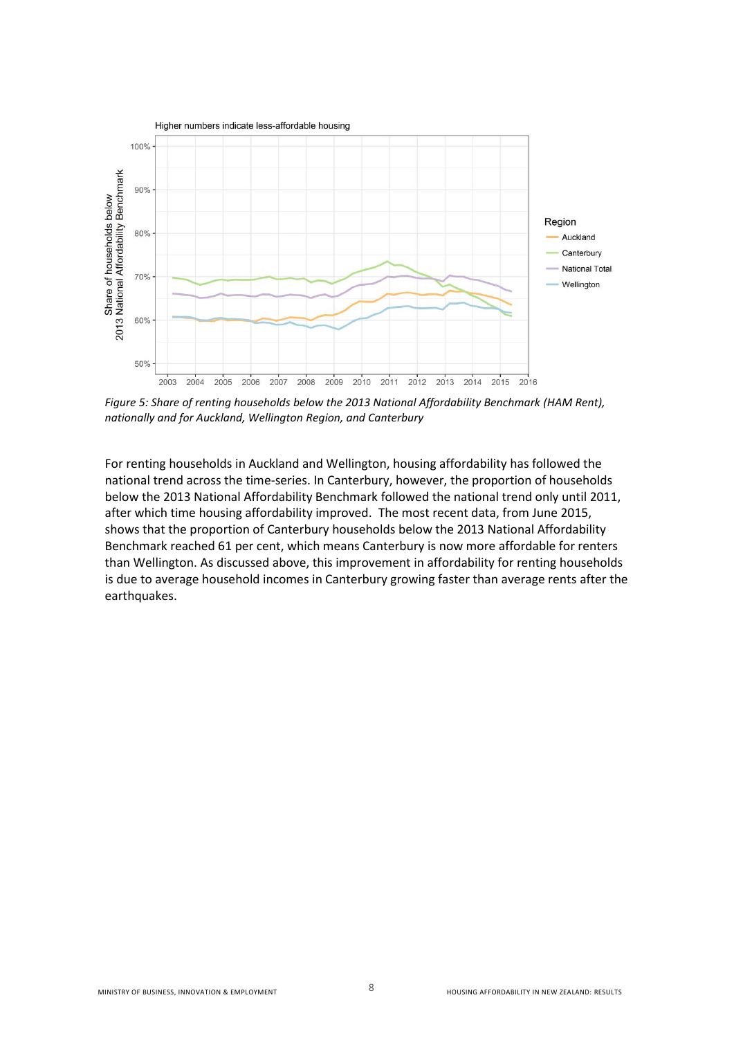Higher numbers indicate less-affordable housing

*Figure 5: Share of renting households below the 2013 National Affordability Benchmark (HAM Rent), nationally and for Auckland, Wellington Region, and Canterbury*

For renting households in Auckland and Wellington, housing affordability has followed the national trend across the time-series. In Canterbury, however, the proportion of households below the 2013 National Affordability Benchmark followed the national trend only until 2011, after which time housing affordability improved. The most recent data, from June 2015, shows that the proportion of Canterbury households below the 2013 National Affordability Benchmark reached 61 per cent, which means Canterbury is now more affordable for renters than Wellington. As discussed above, this improvement in affordability for renting households is due to average household incomes in Canterbury growing faster than average rents after the earthquakes.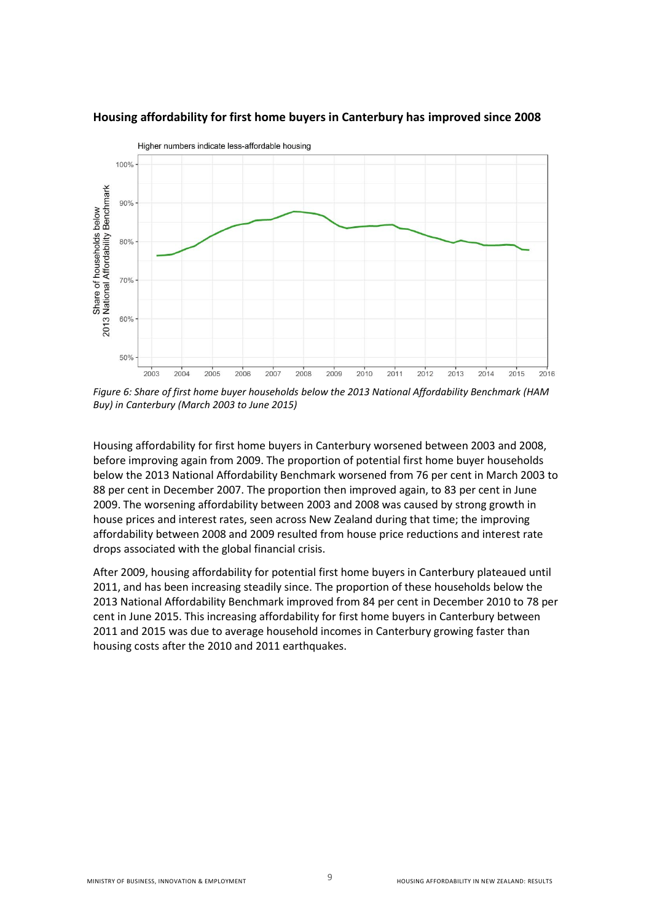**Housing affordability for first home buyers in Canterbury has improved since 2008**

*Figure 6: Share of first home buyer households below the 2013 National Affordability Benchmark (HAM Buy) in Canterbury (March 2003 to June 2015)*

Housing affordability for first home buyers in Canterbury worsened between 2003 and 2008, before improving again from 2009. The proportion of potential first home buyer households below the 2013 National Affordability Benchmark worsened from 76 per cent in March 2003 to 88 per cent in December 2007. The proportion then improved again, to 83 per cent in June 2009. The worsening affordability between 2003 and 2008 was caused by strong growth in house prices and interest rates, seen across New Zealand during that time; the improving affordability between 2008 and 2009 resulted from house price reductions and interest rate drops associated with the global financial crisis.

After 2009, housing affordability for potential first home buyers in Canterbury plateaued until 2011, and has been increasing steadily since. The proportion of these households below the 2013 National Affordability Benchmark improved from 84 per cent in December 2010 to 78 per cent in June 2015. This increasing affordability for first home buyers in Canterbury between 2011 and 2015 was due to average household incomes in Canterbury growing faster than housing costs after the 2010 and 2011 earthquakes.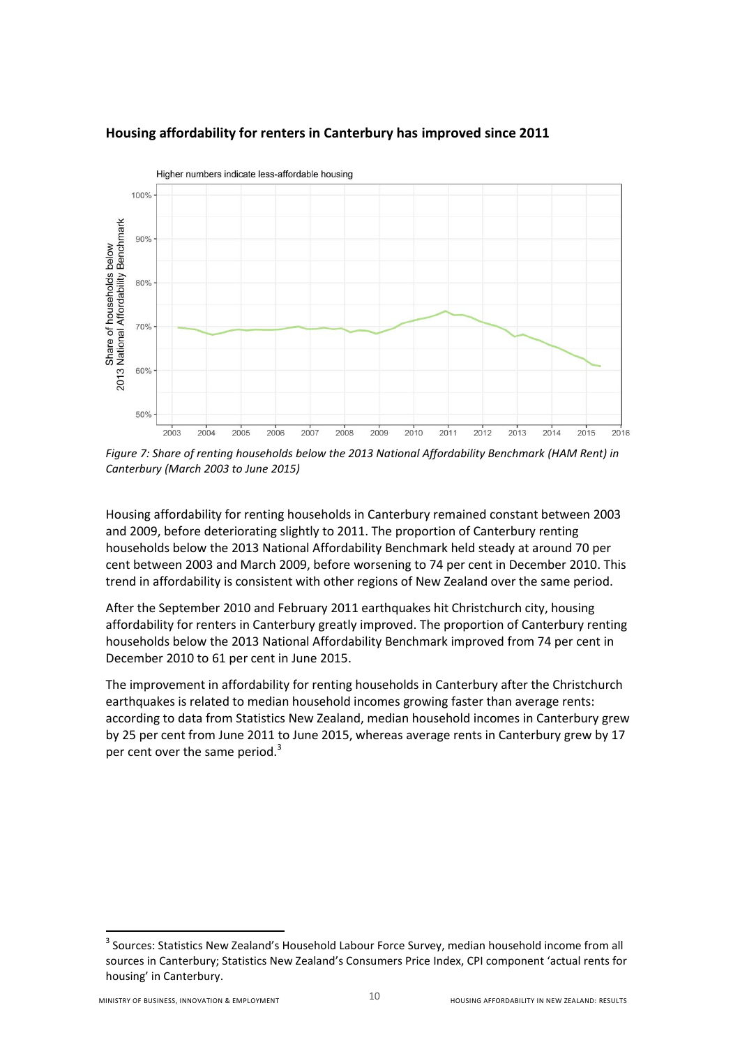**Housing affordability for renters in Canterbury has improved since 2011**

*Figure 7: Share of renting households below the 2013 National Affordability Benchmark (HAM Rent) in Canterbury (March 2003 to June 2015)*

Housing affordability for renting households in Canterbury remained constant between 2003 and 2009, before deteriorating slightly to 2011. The proportion of Canterbury renting households below the 2013 National Affordability Benchmark held steady at around 70 per cent between 2003 and March 2009, before worsening to 74 per cent in December 2010. This trend in affordability is consistent with other regions of New Zealand over the same period.

After the September 2010 and February 2011 earthquakes hit Christchurch city, housing affordability for renters in Canterbury greatly improved. The proportion of Canterbury renting households below the 2013 National Affordability Benchmark improved from 74 per cent in December 2010 to 61 per cent in June 2015.

The improvement in affordability for renting households in Canterbury after the Christchurch earthquakes is related to median household incomes growing faster than average rents: according to data from Statistics New Zealand, median household incomes in Canterbury grew by 25 per cent from June 2011 to June 2015, whereas average rents in Canterbury grew by 17 per cent over the same period.[3]

[3] Sources: Statistics New Zealand's Household Labour Force Survey, median household income from all sources in Canterbury; Statistics New Zealand's Consumers Price Index, CPI component 'actual rents for housing' in Canterbury.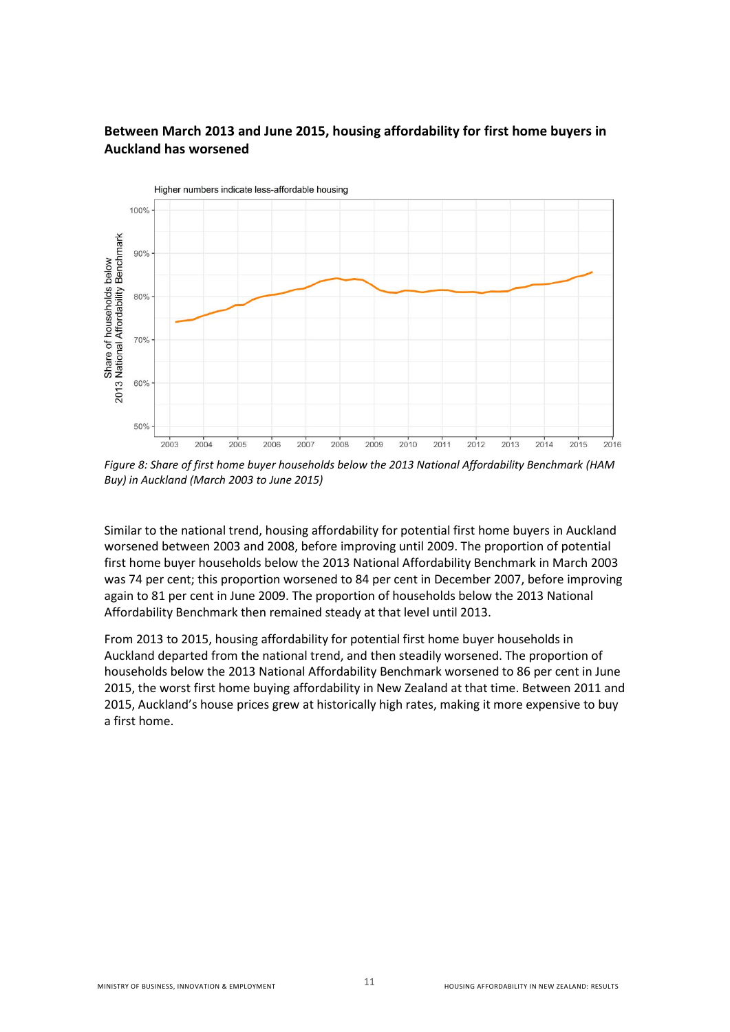**Between March 2013 and June 2015, housing affordability for first home buyers in Auckland has worsened**

*Figure 8: Share of first home buyer households below the 2013 National Affordability Benchmark (HAM Buy) in Auckland (March 2003 to June 2015)*

Similar to the national trend, housing affordability for potential first home buyers in Auckland worsened between 2003 and 2008, before improving until 2009. The proportion of potential first home buyer households below the 2013 National Affordability Benchmark in March 2003 was 74 per cent; this proportion worsened to 84 per cent in December 2007, before improving again to 81 per cent in June 2009. The proportion of households below the 2013 National Affordability Benchmark then remained steady at that level until 2013.

From 2013 to 2015, housing affordability for potential first home buyer households in Auckland departed from the national trend, and then steadily worsened. The proportion of households below the 2013 National Affordability Benchmark worsened to 86 per cent in June 2015, the worst first home buying affordability in New Zealand at that time. Between 2011 and 2015, Auckland's house prices grew at historically high rates, making it more expensive to buy a first home.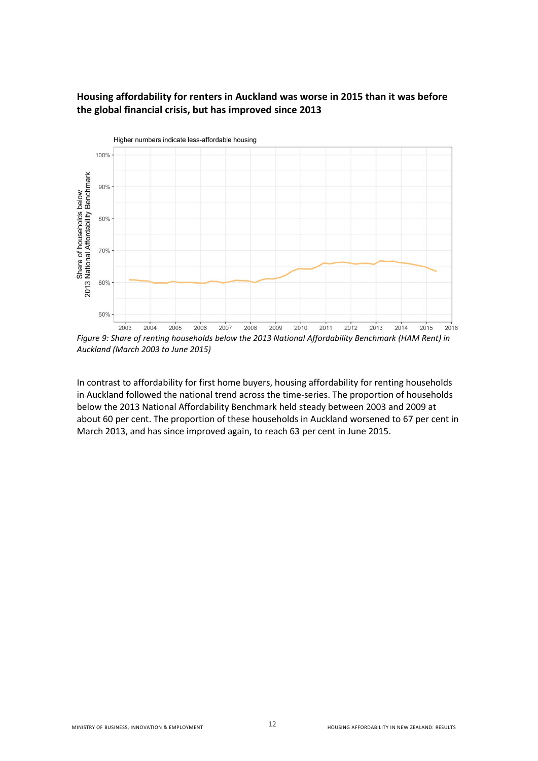**Housing affordability for renters in Auckland was worse in 2015 than it was before the global financial crisis, but has improved since 2013**

*Figure 9: Share of renting households below the 2013 National Affordability Benchmark (HAM Rent) in Auckland (March 2003 to June 2015)*

In contrast to affordability for first home buyers, housing affordability for renting households in Auckland followed the national trend across the time-series. The proportion of households below the 2013 National Affordability Benchmark held steady between 2003 and 2009 at about 60 per cent. The proportion of these households in Auckland worsened to 67 per cent in March 2013, and has since improved again, to reach 63 per cent in June 2015.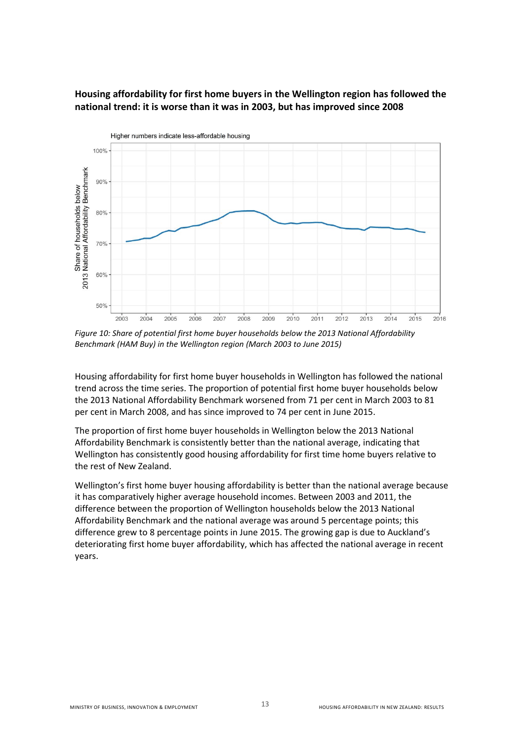**Housing affordability for first home buyers in the Wellington region has followed the national trend: it is worse than it was in 2003, but has improved since 2008**

*Figure 10: Share of potential first home buyer households below the 2013 National Affordability Benchmark (HAM Buy) in the Wellington region (March 2003 to June 2015)*

Housing affordability for first home buyer households in Wellington has followed the national trend across the time series. The proportion of potential first home buyer households below the 2013 National Affordability Benchmark worsened from 71 per cent in March 2003 to 81 per cent in March 2008, and has since improved to 74 per cent in June 2015.

The proportion of first home buyer households in Wellington below the 2013 National Affordability Benchmark is consistently better than the national average, indicating that Wellington has consistently good housing affordability for first time home buyers relative to the rest of New Zealand.

Wellington's first home buyer housing affordability is better than the national average because it has comparatively higher average household incomes. Between 2003 and 2011, the difference between the proportion of Wellington households below the 2013 National Affordability Benchmark and the national average was around 5 percentage points; this difference grew to 8 percentage points in June 2015. The growing gap is due to Auckland's deteriorating first home buyer affordability, which has affected the national average in recent years.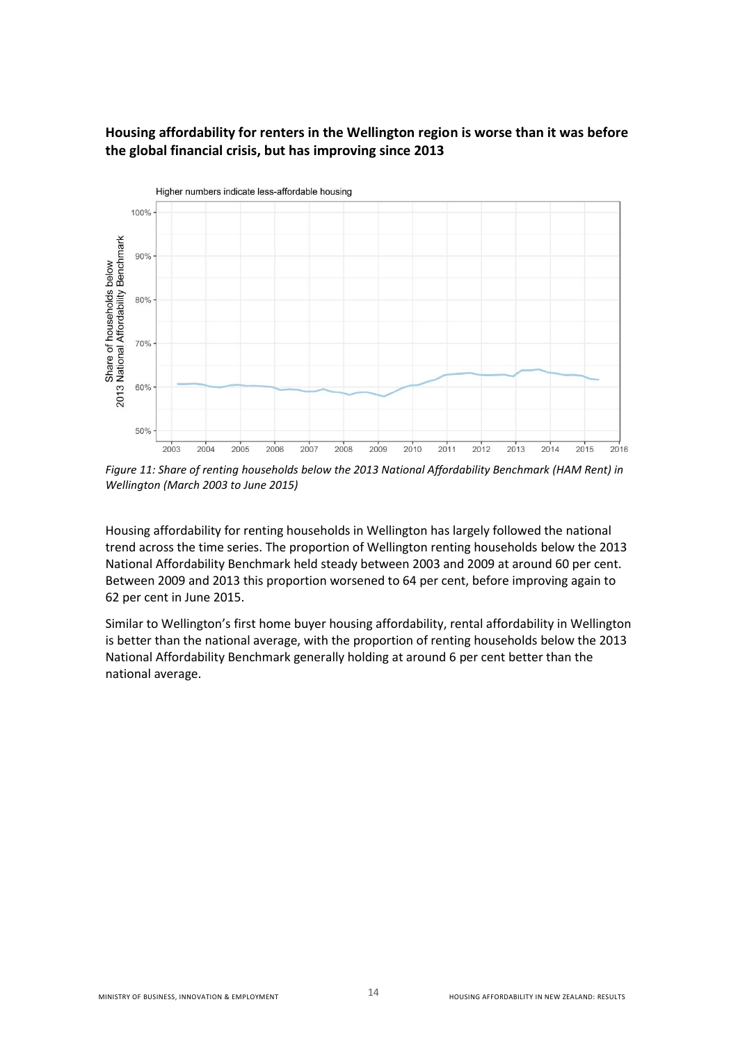**Housing affordability for renters in the Wellington region is worse than it was before the global financial crisis, but has improving since 2013**

*Figure 11: Share of renting households below the 2013 National Affordability Benchmark (HAM Rent) in Wellington (March 2003 to June 2015)*

Housing affordability for renting households in Wellington has largely followed the national trend across the time series. The proportion of Wellington renting households below the 2013 National Affordability Benchmark held steady between 2003 and 2009 at around 60 per cent. Between 2009 and 2013 this proportion worsened to 64 per cent, before improving again to 62 per cent in June 2015.

Similar to Wellington's first home buyer housing affordability, rental affordability in Wellington is better than the national average, with the proportion of renting households below the 2013 National Affordability Benchmark generally holding at around 6 per cent better than the national average.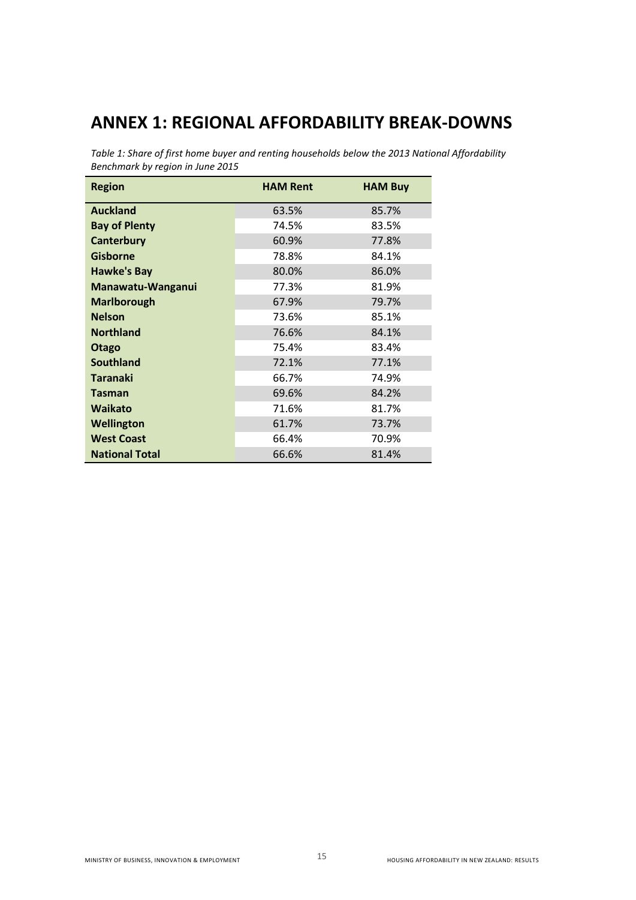# ANNEX 1: REGIONAL AFFORDABILITY BREAK-DOWNS

*Table 1: Share of first home buyer and renting households below the 2013 National Affordability Benchmark by region in June 2015*

| Region | HAM Rent | HAM Buy |
|---|---|---|
| **Auckland** | 63.5% | 85.7% |
| **Bay of Plenty** | 74.5% | 83.5% |
| **Canterbury** | 60.9% | 77.8% |
| **Gisborne** | 78.8% | 84.1% |
| **Hawke's Bay** | 80.0% | 86.0% |
| **Manawatu-Wanganui** | 77.3% | 81.9% |
| **Marlborough** | 67.9% | 79.7% |
| **Nelson** | 73.6% | 85.1% |
| **Northland** | 76.6% | 84.1% |
| **Otago** | 75.4% | 83.4% |
| **Southland** | 72.1% | 77.1% |
| **Taranaki** | 66.7% | 74.9% |
| **Tasman** | 69.6% | 84.2% |
| **Waikato** | 71.6% | 81.7% |
| **Wellington** | 61.7% | 73.7% |
| **West Coast** | 66.4% | 70.9% |
| **National Total** | 66.6% | 81.4% |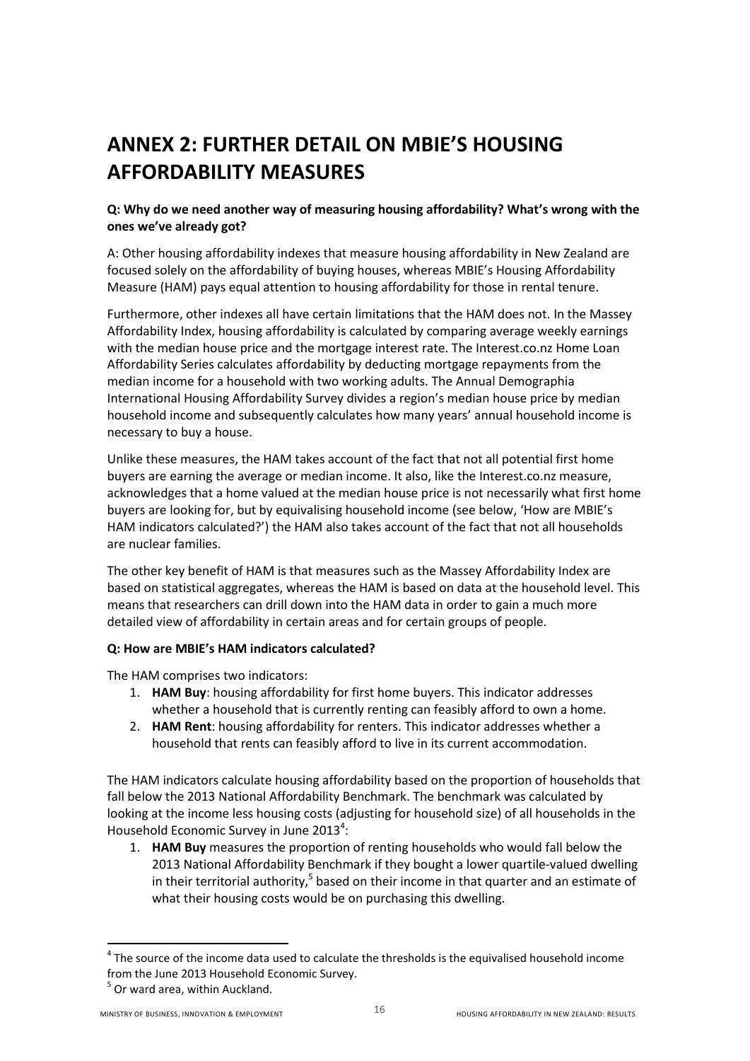# ANNEX 2: FURTHER DETAIL ON MBIE'S HOUSING AFFORDABILITY MEASURES

**Q: Why do we need another way of measuring housing affordability? What's wrong with the ones we've already got?**

A: Other housing affordability indexes that measure housing affordability in New Zealand are focused solely on the affordability of buying houses, whereas MBIE's Housing Affordability Measure (HAM) pays equal attention to housing affordability for those in rental tenure.

Furthermore, other indexes all have certain limitations that the HAM does not. In the Massey Affordability Index, housing affordability is calculated by comparing average weekly earnings with the median house price and the mortgage interest rate. The Interest.co.nz Home Loan Affordability Series calculates affordability by deducting mortgage repayments from the median income for a household with two working adults. The Annual Demographia International Housing Affordability Survey divides a region's median house price by median household income and subsequently calculates how many years' annual household income is necessary to buy a house.

Unlike these measures, the HAM takes account of the fact that not all potential first home buyers are earning the average or median income. It also, like the Interest.co.nz measure, acknowledges that a home valued at the median house price is not necessarily what first home buyers are looking for, but by equivalising household income (see below, 'How are MBIE's HAM indicators calculated?') the HAM also takes account of the fact that not all households are nuclear families.

The other key benefit of HAM is that measures such as the Massey Affordability Index are based on statistical aggregates, whereas the HAM is based on data at the household level. This means that researchers can drill down into the HAM data in order to gain a much more detailed view of affordability in certain areas and for certain groups of people.

**Q: How are MBIE's HAM indicators calculated?**

The HAM comprises two indicators:

1. **HAM Buy**: housing affordability for first home buyers. This indicator addresses whether a household that is currently renting can feasibly afford to own a home.
2. **HAM Rent**: housing affordability for renters. This indicator addresses whether a household that rents can feasibly afford to live in its current accommodation.

The HAM indicators calculate housing affordability based on the proportion of households that fall below the 2013 National Affordability Benchmark. The benchmark was calculated by looking at the income less housing costs (adjusting for household size) of all households in the Household Economic Survey in June 2013[4]:

1. **HAM Buy** measures the proportion of renting households who would fall below the 2013 National Affordability Benchmark if they bought a lower quartile-valued dwelling in their territorial authority,[5] based on their income in that quarter and an estimate of what their housing costs would be on purchasing this dwelling.

---

[4] The source of the income data used to calculate the thresholds is the equivalised household income from the June 2013 Household Economic Survey.

[5] Or ward area, within Auckland.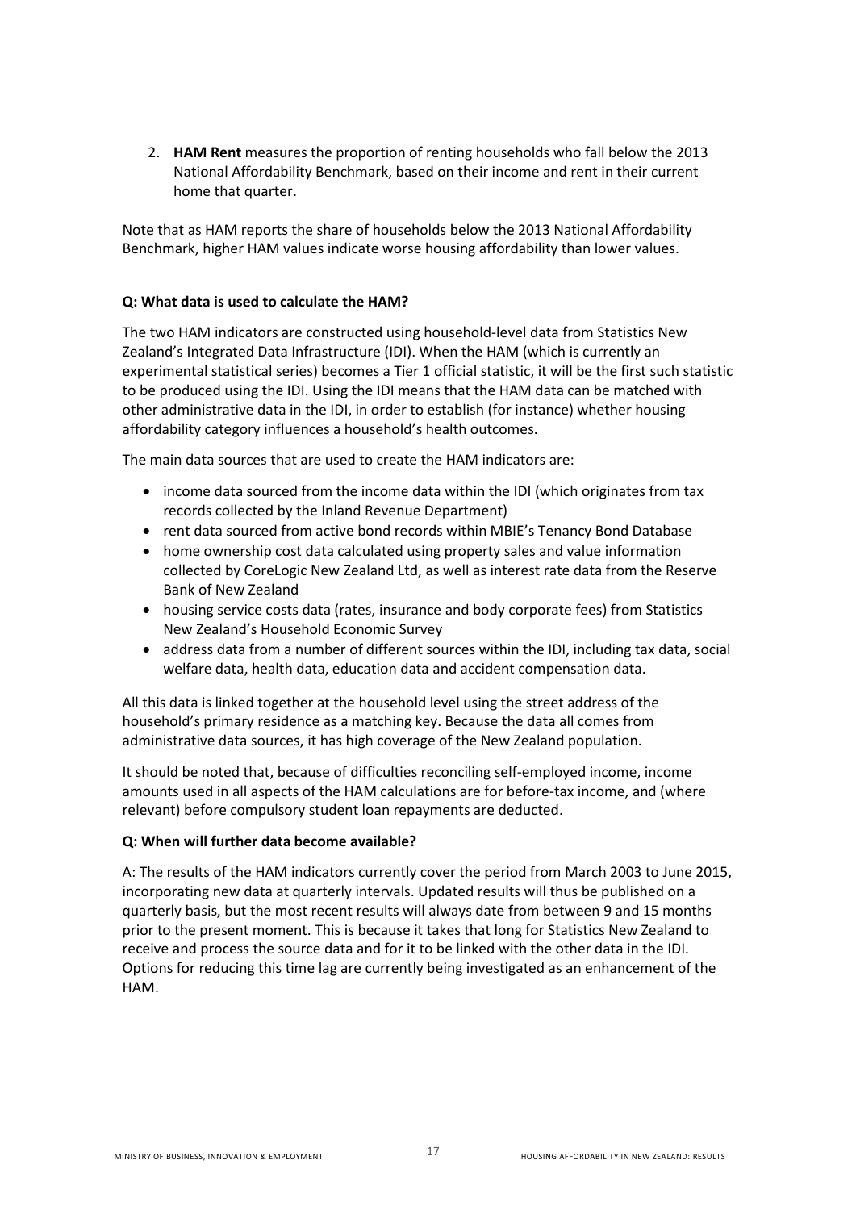2. **HAM Rent** measures the proportion of renting households who fall below the 2013 National Affordability Benchmark, based on their income and rent in their current home that quarter.

Note that as HAM reports the share of households below the 2013 National Affordability Benchmark, higher HAM values indicate worse housing affordability than lower values.

**Q: What data is used to calculate the HAM?**

The two HAM indicators are constructed using household-level data from Statistics New Zealand's Integrated Data Infrastructure (IDI). When the HAM (which is currently an experimental statistical series) becomes a Tier 1 official statistic, it will be the first such statistic to be produced using the IDI. Using the IDI means that the HAM data can be matched with other administrative data in the IDI, in order to establish (for instance) whether housing affordability category influences a household's health outcomes.

The main data sources that are used to create the HAM indicators are:

- income data sourced from the income data within the IDI (which originates from tax records collected by the Inland Revenue Department)
- rent data sourced from active bond records within MBIE's Tenancy Bond Database
- home ownership cost data calculated using property sales and value information collected by CoreLogic New Zealand Ltd, as well as interest rate data from the Reserve Bank of New Zealand
- housing service costs data (rates, insurance and body corporate fees) from Statistics New Zealand's Household Economic Survey
- address data from a number of different sources within the IDI, including tax data, social welfare data, health data, education data and accident compensation data.

All this data is linked together at the household level using the street address of the household's primary residence as a matching key. Because the data all comes from administrative data sources, it has high coverage of the New Zealand population.

It should be noted that, because of difficulties reconciling self-employed income, income amounts used in all aspects of the HAM calculations are for before-tax income, and (where relevant) before compulsory student loan repayments are deducted.

**Q: When will further data become available?**

A: The results of the HAM indicators currently cover the period from March 2003 to June 2015, incorporating new data at quarterly intervals. Updated results will thus be published on a quarterly basis, but the most recent results will always date from between 9 and 15 months prior to the present moment. This is because it takes that long for Statistics New Zealand to receive and process the source data and for it to be linked with the other data in the IDI. Options for reducing this time lag are currently being investigated as an enhancement of the HAM.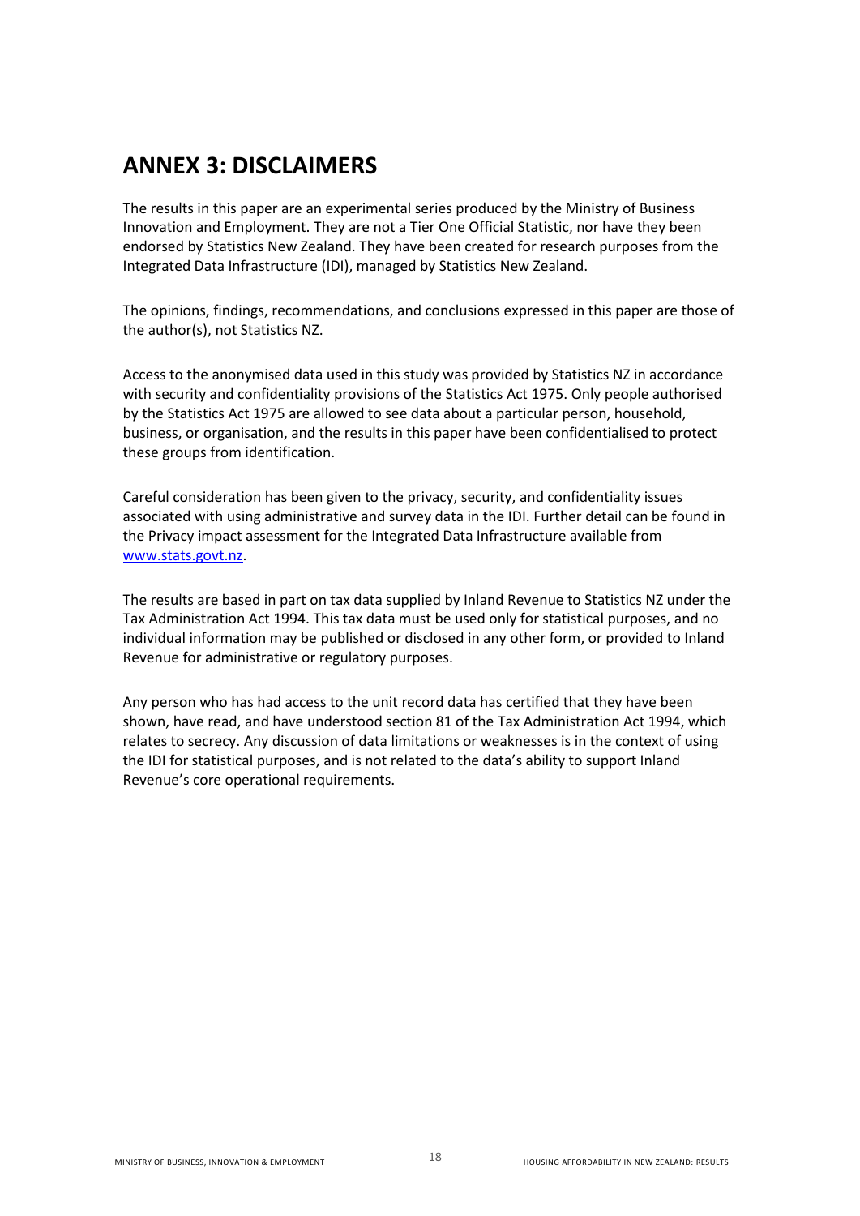## ANNEX 3: DISCLAIMERS

The results in this paper are an experimental series produced by the Ministry of Business Innovation and Employment. They are not a Tier One Official Statistic, nor have they been endorsed by Statistics New Zealand. They have been created for research purposes from the Integrated Data Infrastructure (IDI), managed by Statistics New Zealand.

The opinions, findings, recommendations, and conclusions expressed in this paper are those of the author(s), not Statistics NZ.

Access to the anonymised data used in this study was provided by Statistics NZ in accordance with security and confidentiality provisions of the Statistics Act 1975. Only people authorised by the Statistics Act 1975 are allowed to see data about a particular person, household, business, or organisation, and the results in this paper have been confidentialised to protect these groups from identification.

Careful consideration has been given to the privacy, security, and confidentiality issues associated with using administrative and survey data in the IDI. Further detail can be found in the Privacy impact assessment for the Integrated Data Infrastructure available from [www.stats.govt.nz](www.stats.govt.nz).

The results are based in part on tax data supplied by Inland Revenue to Statistics NZ under the Tax Administration Act 1994. This tax data must be used only for statistical purposes, and no individual information may be published or disclosed in any other form, or provided to Inland Revenue for administrative or regulatory purposes.

Any person who has had access to the unit record data has certified that they have been shown, have read, and have understood section 81 of the Tax Administration Act 1994, which relates to secrecy. Any discussion of data limitations or weaknesses is in the context of using the IDI for statistical purposes, and is not related to the data's ability to support Inland Revenue's core operational requirements.